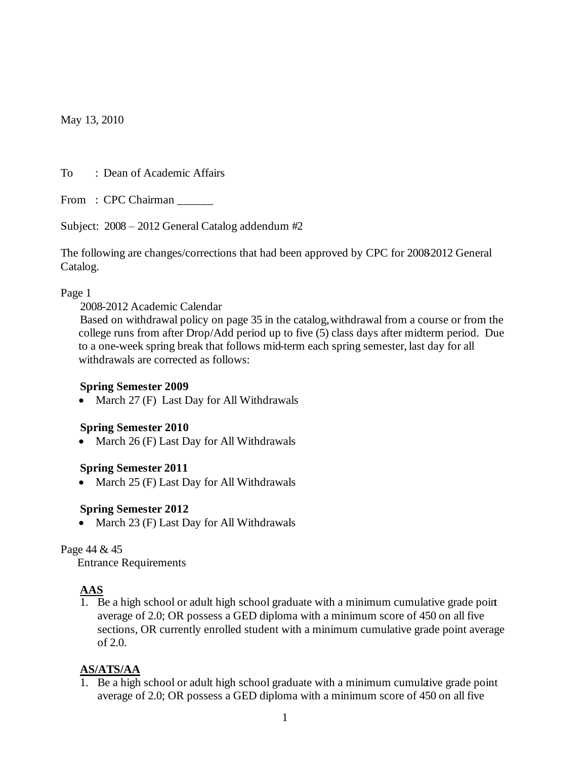May 13, 2010

To : Dean of Academic Affairs

From : CPC Chairman ______

Subject: 2008 – 2012 General Catalog addendum #2

The following are changes/corrections that had been approved by CPC for 2008-2012 General Catalog.

Page 1

2008-2012 Academic Calendar

Based on withdrawal policy on page 35 in the catalog, withdrawal from a course or from the college runs from after Drop/Add period up to five (5) class days after midterm period. Due to a one-week spring break that follows mid-term each spring semester, last day for all withdrawals are corrected as follows:

**Spring Semester 2009**

- March 27 (F) Last Day for All Withdrawals

**Spring Semester 2010**

- March 26 (F) Last Day for All Withdrawals

**Spring Semester 2011**

- March 25 (F) Last Day for All Withdrawals

**Spring Semester 2012**

- March 23 (F) Last Day for All Withdrawals

Page 44 & 45

Entrance Requirements

**AAS**

1. Be a high school or adult high school graduate with a minimum cumulative grade point average of 2.0; OR possess a GED diploma with a minimum score of 450 on all five sections, OR currently enrolled student with a minimum cumulative grade point average of 2.0.

**AS/ATS/AA**

1. Be a high school or adult high school graduate with a minimum cumulative grade point average of 2.0; OR possess a GED diploma with a minimum score of 450 on all five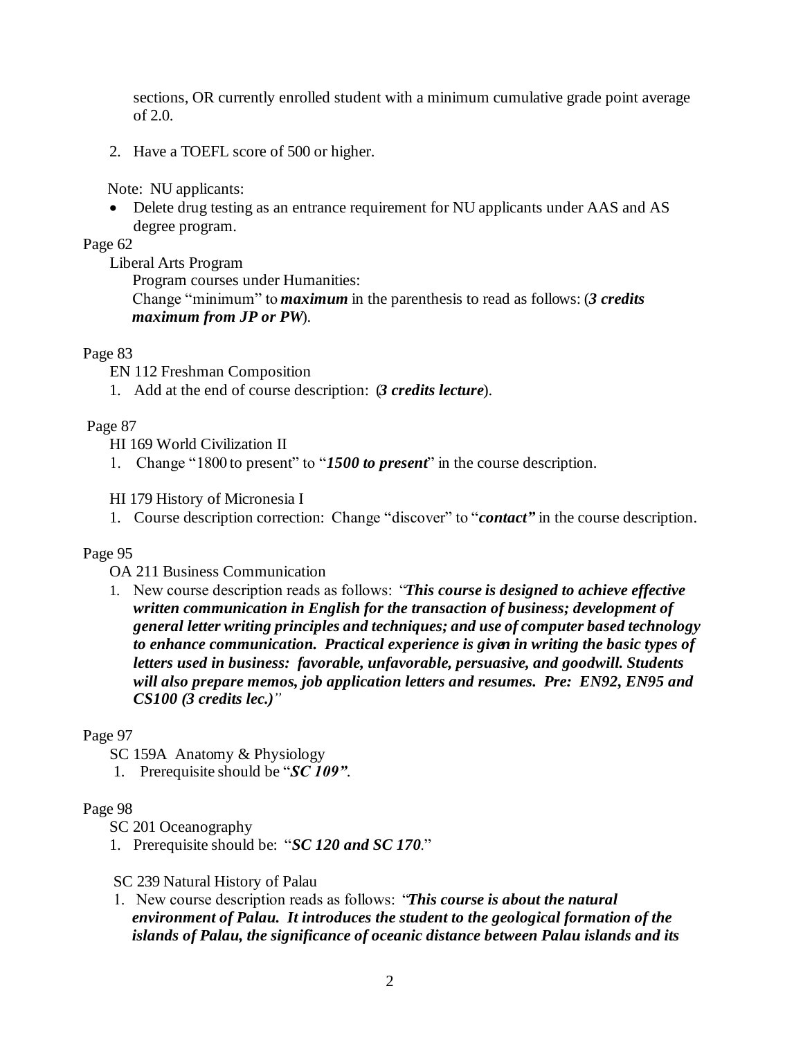sections, OR currently enrolled student with a minimum cumulative grade point average of 2.0.

2. Have a TOEFL score of 500 or higher.

Note: NU applicants:

- Delete drug testing as an entrance requirement for NU applicants under AAS and AS degree program.

Page 62

Liberal Arts Program

Program courses under Humanities:

Change "minimum" to ***maximum*** in the parenthesis to read as follows: (***3 credits maximum from JP or PW***).

Page 83

EN 112 Freshman Composition

1. Add at the end of course description: (***3 credits lecture***).

Page 87

HI 169 World Civilization II

1. Change "1800 to present" to "***1500 to present***" in the course description.

HI 179 History of Micronesia I

1. Course description correction: Change "discover" to "***contact"*** in the course description.

Page 95

OA 211 Business Communication

1. New course description reads as follows: "***This course is designed to achieve effective written communication in English for the transaction of business; development of general letter writing principles and techniques; and use of computer based technology to enhance communication. Practical experience is given in writing the basic types of letters used in business: favorable, unfavorable, persuasive, and goodwill. Students will also prepare memos, job application letters and resumes. Pre: EN92, EN95 and CS100 (3 credits lec.)***"

Page 97

SC 159A Anatomy & Physiology

1. Prerequisite should be "***SC 109"***.

Page 98

SC 201 Oceanography

1. Prerequisite should be: "***SC 120 and SC 170***."

SC 239 Natural History of Palau

1. New course description reads as follows: "***This course is about the natural environment of Palau. It introduces the student to the geological formation of the islands of Palau, the significance of oceanic distance between Palau islands and its***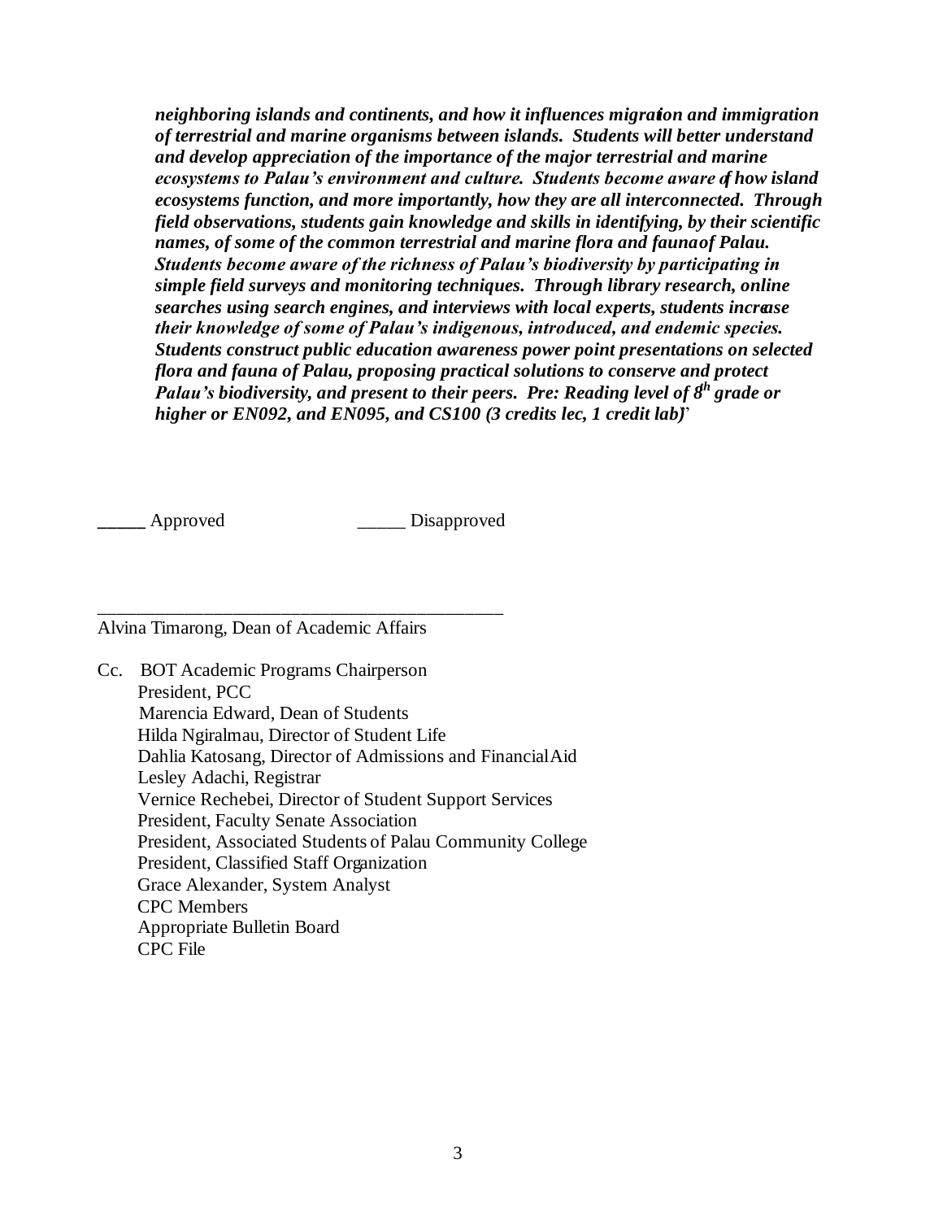*neighboring islands and continents, and how it influences migration and immigration of terrestrial and marine organisms between islands. Students will better understand and develop appreciation of the importance of the major terrestrial and marine ecosystems to Palau's environment and culture. Students become aware of how island ecosystems function, and more importantly, how they are all interconnected. Through field observations, students gain knowledge and skills in identifying, by their scientific names, of some of the common terrestrial and marine flora and fauna of Palau. Students become aware of the richness of Palau's biodiversity by participating in simple field surveys and monitoring techniques. Through library research, online searches using search engines, and interviews with local experts, students increase their knowledge of some of Palau's indigenous, introduced, and endemic species. Students construct public education awareness power point presentations on selected flora and fauna of Palau, proposing practical solutions to conserve and protect Palau's biodiversity, and present to their peers. Pre: Reading level of 8th grade or higher or EN092, and EN095, and CS100 (3 credits lec, 1 credit lab)*"

_____ Approved _____ Disapproved

_____________________________________________

Alvina Timarong, Dean of Academic Affairs

Cc. BOT Academic Programs Chairperson
President, PCC
Marencia Edward, Dean of Students
Hilda Ngiralmau, Director of Student Life
Dahlia Katosang, Director of Admissions and Financial Aid
Lesley Adachi, Registrar
Vernice Rechebei, Director of Student Support Services
President, Faculty Senate Association
President, Associated Students of Palau Community College
President, Classified Staff Organization
Grace Alexander, System Analyst
CPC Members
Appropriate Bulletin Board
CPC File